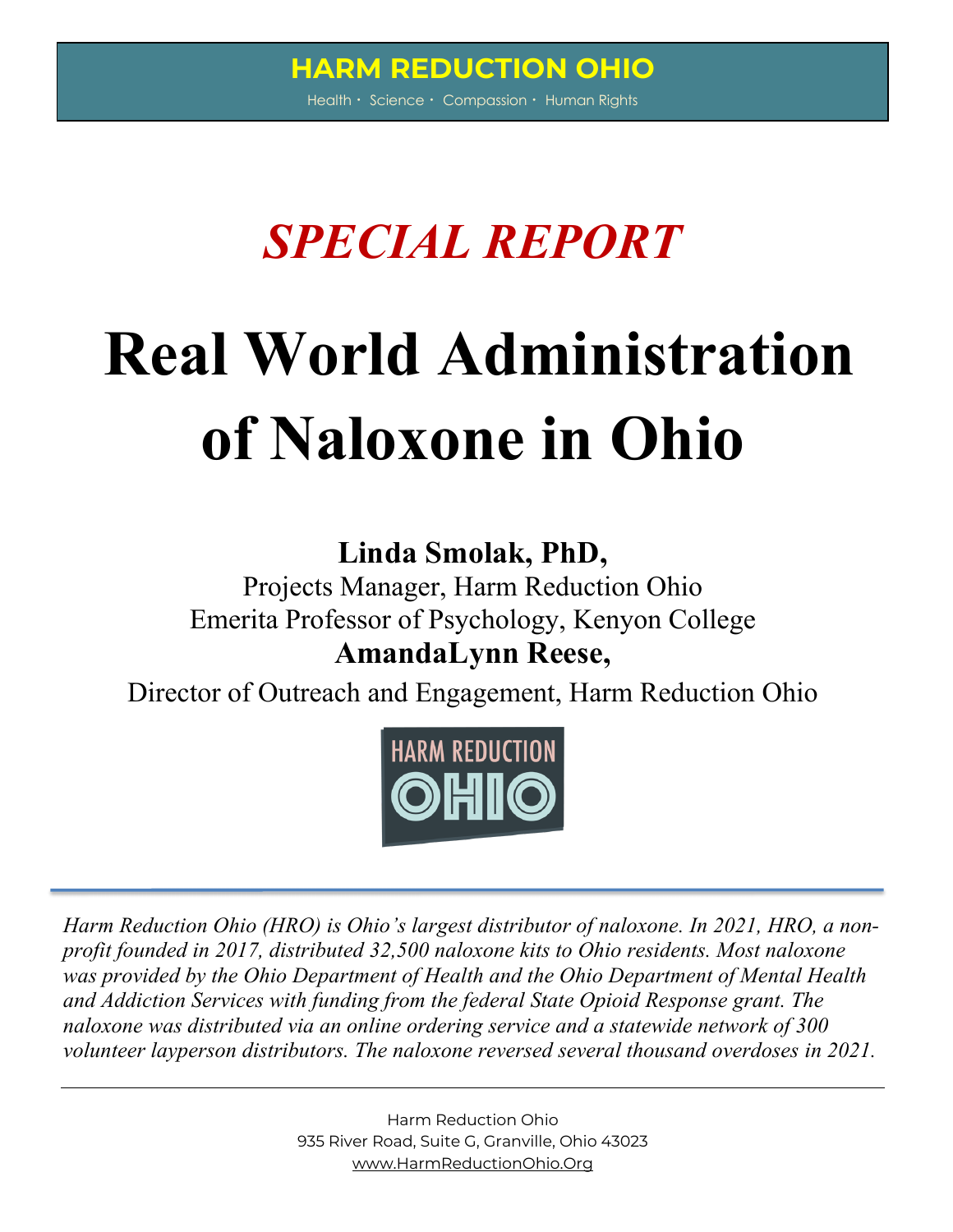**HARM REDUCTION OHIO**

Health · Science · Compassion · Human Rights

## *SPECIAL REPORT*

# Real World Administration of Naloxone in Ohio

**Linda Smolak, PhD,**

Projects Manager, Harm Reduction Ohio

Emerita Professor of Psychology, Kenyon College

**AmandaLynn Reese,**

Director of Outreach and Engagement, Harm Reduction Ohio

HARM REDUCTION OHIO

---

*Harm Reduction Ohio (HRO) is Ohio's largest distributor of naloxone. In 2021, HRO, a non-profit founded in 2017, distributed 32,500 naloxone kits to Ohio residents. Most naloxone was provided by the Ohio Department of Health and the Ohio Department of Mental Health and Addiction Services with funding from the federal State Opioid Response grant. The naloxone was distributed via an online ordering service and a statewide network of 300 volunteer layperson distributors. The naloxone reversed several thousand overdoses in 2021.*

---

Harm Reduction Ohio

935 River Road, Suite G, Granville, Ohio 43023

www.HarmReductionOhio.Org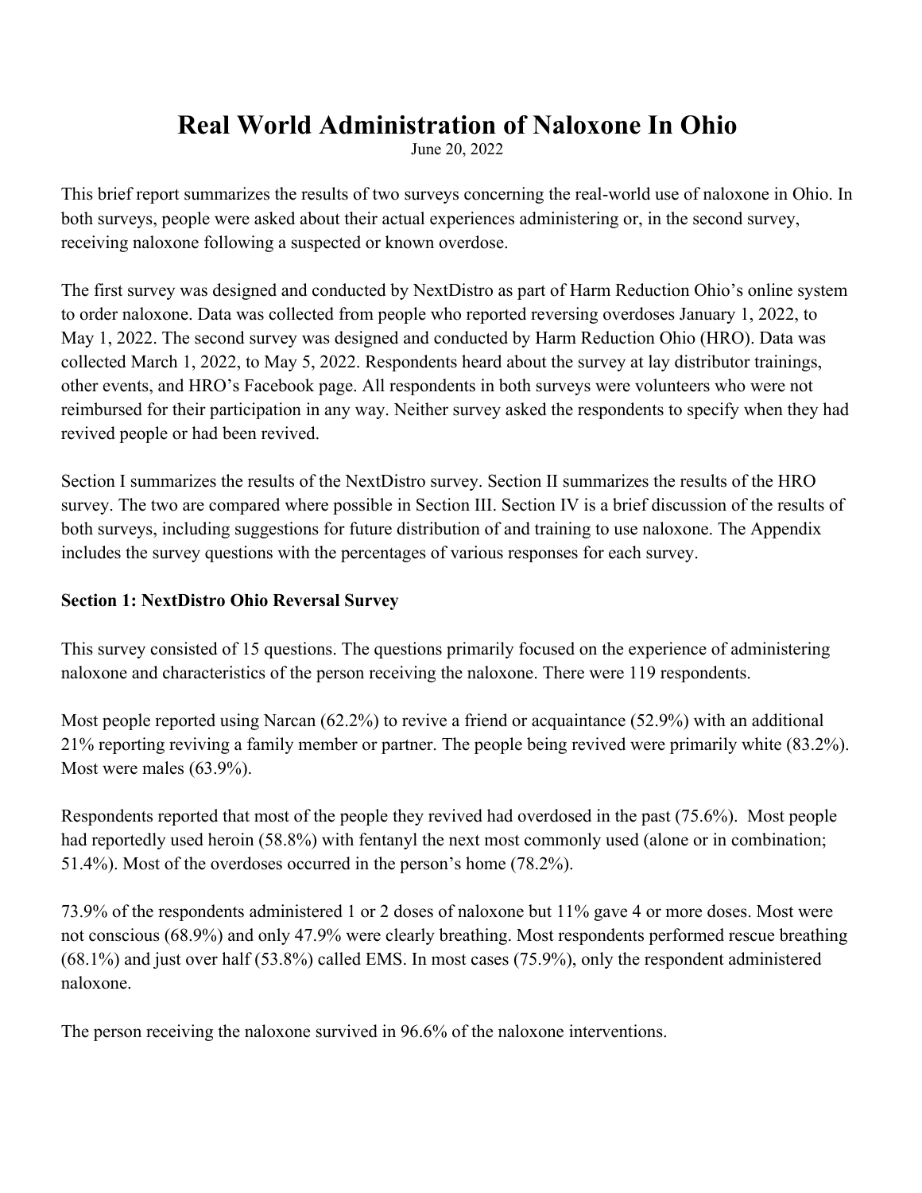# Real World Administration of Naloxone In Ohio

June 20, 2022

This brief report summarizes the results of two surveys concerning the real-world use of naloxone in Ohio. In both surveys, people were asked about their actual experiences administering or, in the second survey, receiving naloxone following a suspected or known overdose.

The first survey was designed and conducted by NextDistro as part of Harm Reduction Ohio's online system to order naloxone. Data was collected from people who reported reversing overdoses January 1, 2022, to May 1, 2022. The second survey was designed and conducted by Harm Reduction Ohio (HRO). Data was collected March 1, 2022, to May 5, 2022. Respondents heard about the survey at lay distributor trainings, other events, and HRO's Facebook page. All respondents in both surveys were volunteers who were not reimbursed for their participation in any way. Neither survey asked the respondents to specify when they had revived people or had been revived.

Section I summarizes the results of the NextDistro survey. Section II summarizes the results of the HRO survey. The two are compared where possible in Section III. Section IV is a brief discussion of the results of both surveys, including suggestions for future distribution of and training to use naloxone. The Appendix includes the survey questions with the percentages of various responses for each survey.

**Section 1: NextDistro Ohio Reversal Survey**

This survey consisted of 15 questions. The questions primarily focused on the experience of administering naloxone and characteristics of the person receiving the naloxone. There were 119 respondents.

Most people reported using Narcan (62.2%) to revive a friend or acquaintance (52.9%) with an additional 21% reporting reviving a family member or partner. The people being revived were primarily white (83.2%). Most were males (63.9%).

Respondents reported that most of the people they revived had overdosed in the past (75.6%). Most people had reportedly used heroin (58.8%) with fentanyl the next most commonly used (alone or in combination; 51.4%). Most of the overdoses occurred in the person's home (78.2%).

73.9% of the respondents administered 1 or 2 doses of naloxone but 11% gave 4 or more doses. Most were not conscious (68.9%) and only 47.9% were clearly breathing. Most respondents performed rescue breathing (68.1%) and just over half (53.8%) called EMS. In most cases (75.9%), only the respondent administered naloxone.

The person receiving the naloxone survived in 96.6% of the naloxone interventions.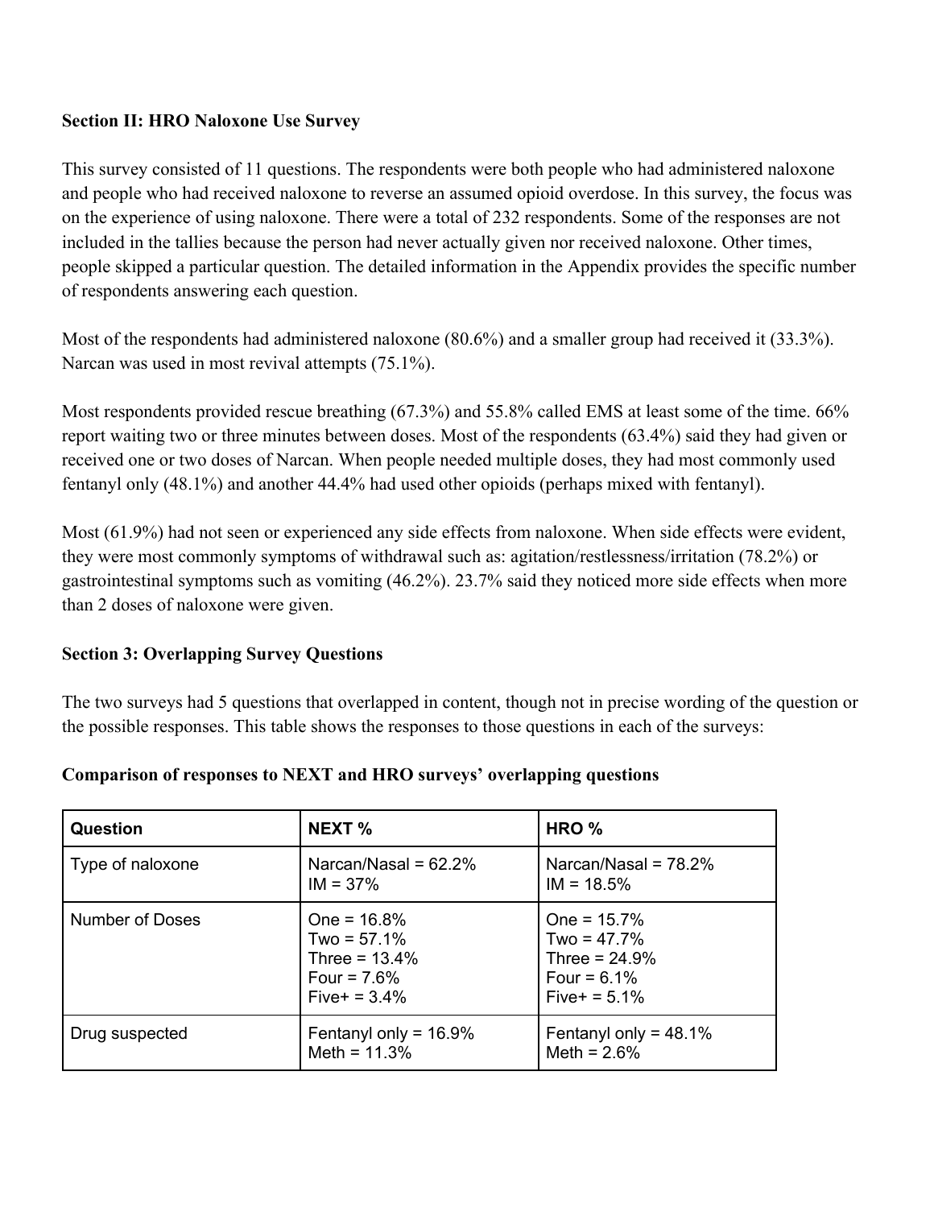**Section II: HRO Naloxone Use Survey**

This survey consisted of 11 questions. The respondents were both people who had administered naloxone and people who had received naloxone to reverse an assumed opioid overdose. In this survey, the focus was on the experience of using naloxone. There were a total of 232 respondents. Some of the responses are not included in the tallies because the person had never actually given nor received naloxone. Other times, people skipped a particular question. The detailed information in the Appendix provides the specific number of respondents answering each question.

Most of the respondents had administered naloxone (80.6%) and a smaller group had received it (33.3%). Narcan was used in most revival attempts (75.1%).

Most respondents provided rescue breathing (67.3%) and 55.8% called EMS at least some of the time. 66% report waiting two or three minutes between doses. Most of the respondents (63.4%) said they had given or received one or two doses of Narcan. When people needed multiple doses, they had most commonly used fentanyl only (48.1%) and another 44.4% had used other opioids (perhaps mixed with fentanyl).

Most (61.9%) had not seen or experienced any side effects from naloxone. When side effects were evident, they were most commonly symptoms of withdrawal such as: agitation/restlessness/irritation (78.2%) or gastrointestinal symptoms such as vomiting (46.2%). 23.7% said they noticed more side effects when more than 2 doses of naloxone were given.

**Section 3: Overlapping Survey Questions**

The two surveys had 5 questions that overlapped in content, though not in precise wording of the question or the possible responses. This table shows the responses to those questions in each of the surveys:

**Comparison of responses to NEXT and HRO surveys' overlapping questions**

| Question | NEXT % | HRO % |
|---|---|---|
| Type of naloxone | Narcan/Nasal = 62.2%<br>IM = 37% | Narcan/Nasal = 78.2%<br>IM = 18.5% |
| Number of Doses | One = 16.8%<br>Two = 57.1%<br>Three = 13.4%<br>Four = 7.6%<br>Five+ = 3.4% | One = 15.7%<br>Two = 47.7%<br>Three = 24.9%<br>Four = 6.1%<br>Five+ = 5.1% |
| Drug suspected | Fentanyl only = 16.9%<br>Meth = 11.3% | Fentanyl only = 48.1%<br>Meth = 2.6% |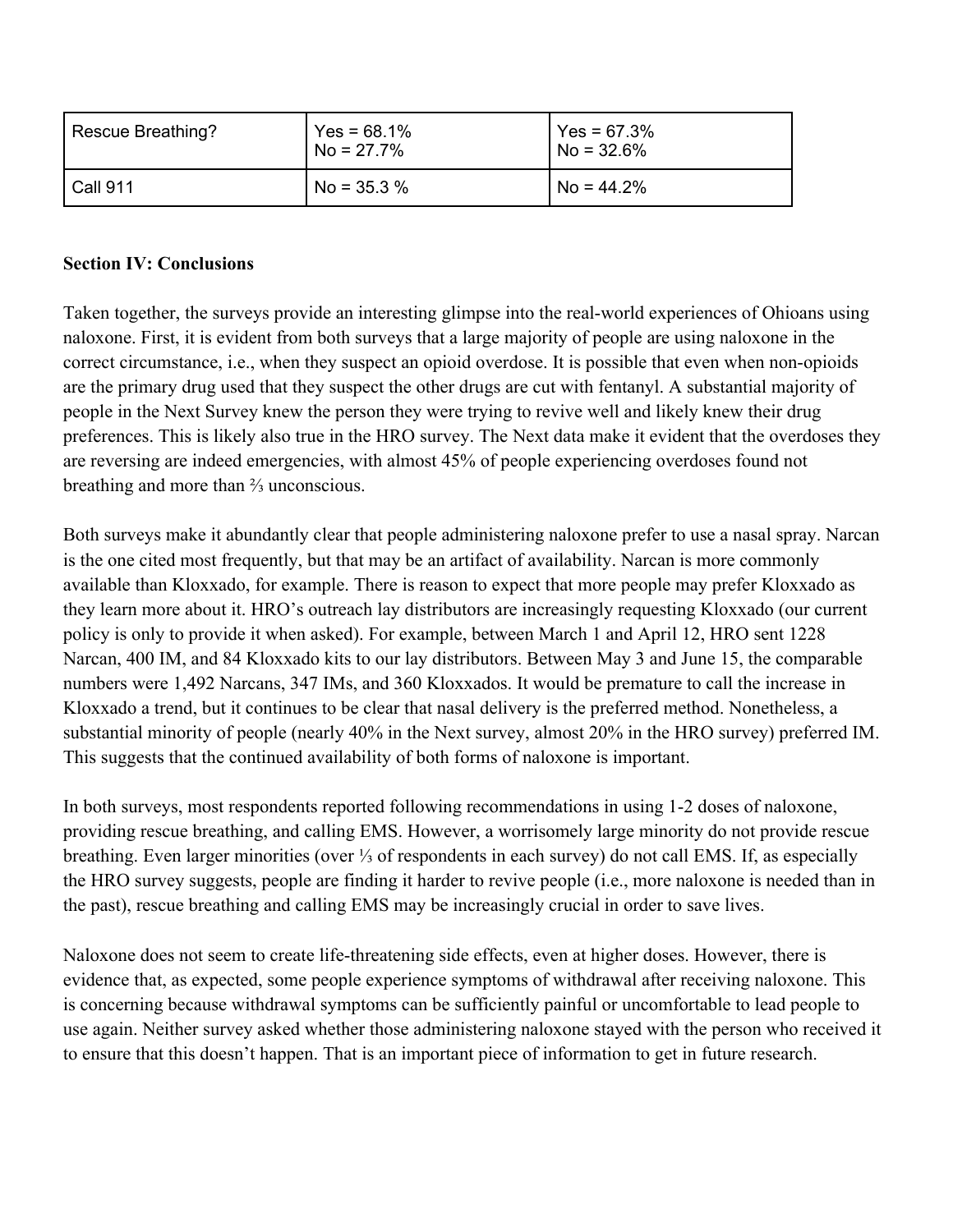| Rescue Breathing? | Yes = 68.1%<br>No = 27.7% | Yes = 67.3%<br>No = 32.6% |
| --- | --- | --- |
| Call 911 | No = 35.3 % | No = 44.2% |

**Section IV: Conclusions**

Taken together, the surveys provide an interesting glimpse into the real-world experiences of Ohioans using naloxone. First, it is evident from both surveys that a large majority of people are using naloxone in the correct circumstance, i.e., when they suspect an opioid overdose. It is possible that even when non-opioids are the primary drug used that they suspect the other drugs are cut with fentanyl. A substantial majority of people in the Next Survey knew the person they were trying to revive well and likely knew their drug preferences. This is likely also true in the HRO survey. The Next data make it evident that the overdoses they are reversing are indeed emergencies, with almost 45% of people experiencing overdoses found not breathing and more than ⅔ unconscious.

Both surveys make it abundantly clear that people administering naloxone prefer to use a nasal spray. Narcan is the one cited most frequently, but that may be an artifact of availability. Narcan is more commonly available than Kloxxado, for example. There is reason to expect that more people may prefer Kloxxado as they learn more about it. HRO's outreach lay distributors are increasingly requesting Kloxxado (our current policy is only to provide it when asked). For example, between March 1 and April 12, HRO sent 1228 Narcan, 400 IM, and 84 Kloxxado kits to our lay distributors. Between May 3 and June 15, the comparable numbers were 1,492 Narcans, 347 IMs, and 360 Kloxxados. It would be premature to call the increase in Kloxxado a trend, but it continues to be clear that nasal delivery is the preferred method. Nonetheless, a substantial minority of people (nearly 40% in the Next survey, almost 20% in the HRO survey) preferred IM. This suggests that the continued availability of both forms of naloxone is important.

In both surveys, most respondents reported following recommendations in using 1-2 doses of naloxone, providing rescue breathing, and calling EMS. However, a worrisomely large minority do not provide rescue breathing. Even larger minorities (over ⅓ of respondents in each survey) do not call EMS. If, as especially the HRO survey suggests, people are finding it harder to revive people (i.e., more naloxone is needed than in the past), rescue breathing and calling EMS may be increasingly crucial in order to save lives.

Naloxone does not seem to create life-threatening side effects, even at higher doses. However, there is evidence that, as expected, some people experience symptoms of withdrawal after receiving naloxone. This is concerning because withdrawal symptoms can be sufficiently painful or uncomfortable to lead people to use again. Neither survey asked whether those administering naloxone stayed with the person who received it to ensure that this doesn't happen. That is an important piece of information to get in future research.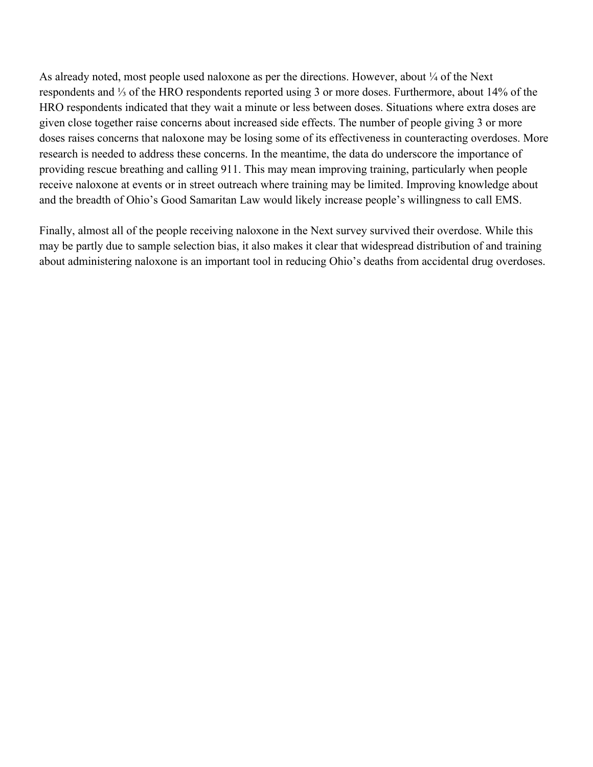As already noted, most people used naloxone as per the directions. However, about ¼ of the Next respondents and ⅓ of the HRO respondents reported using 3 or more doses. Furthermore, about 14% of the HRO respondents indicated that they wait a minute or less between doses. Situations where extra doses are given close together raise concerns about increased side effects. The number of people giving 3 or more doses raises concerns that naloxone may be losing some of its effectiveness in counteracting overdoses. More research is needed to address these concerns. In the meantime, the data do underscore the importance of providing rescue breathing and calling 911. This may mean improving training, particularly when people receive naloxone at events or in street outreach where training may be limited. Improving knowledge about and the breadth of Ohio's Good Samaritan Law would likely increase people's willingness to call EMS.

Finally, almost all of the people receiving naloxone in the Next survey survived their overdose. While this may be partly due to sample selection bias, it also makes it clear that widespread distribution of and training about administering naloxone is an important tool in reducing Ohio's deaths from accidental drug overdoses.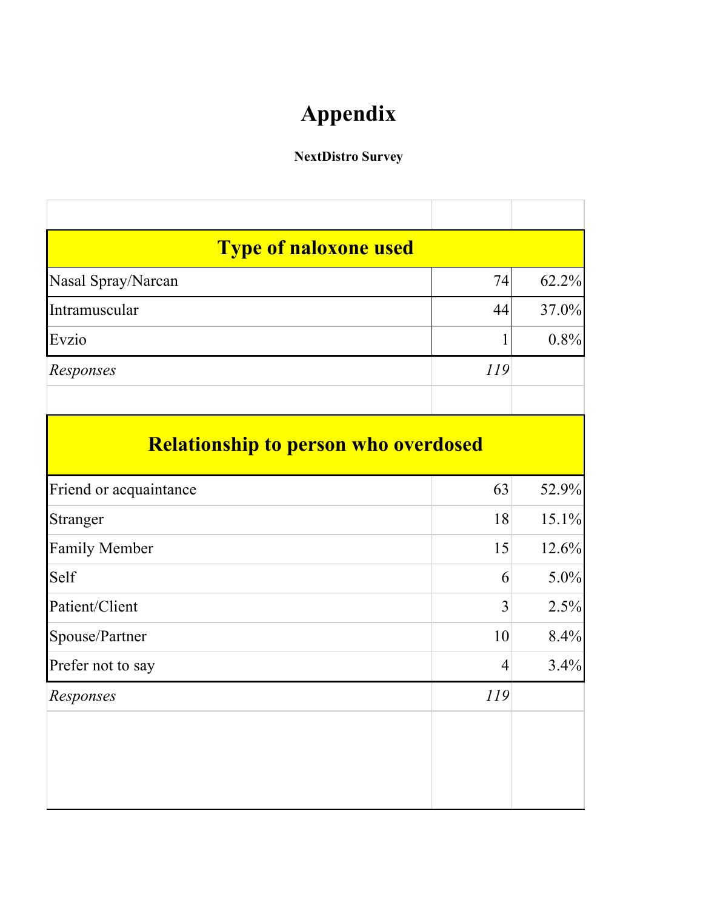# Appendix

**NextDistro Survey**

| Type of naloxone used | | |
|---|---|---|
| Nasal Spray/Narcan | 74 | 62.2% |
| Intramuscular | 44 | 37.0% |
| Evzio | 1 | 0.8% |
| *Responses* | *119* | |

| Relationship to person who overdosed | | |
|---|---|---|
| Friend or acquaintance | 63 | 52.9% |
| Stranger | 18 | 15.1% |
| Family Member | 15 | 12.6% |
| Self | 6 | 5.0% |
| Patient/Client | 3 | 2.5% |
| Spouse/Partner | 10 | 8.4% |
| Prefer not to say | 4 | 3.4% |
| *Responses* | *119* | |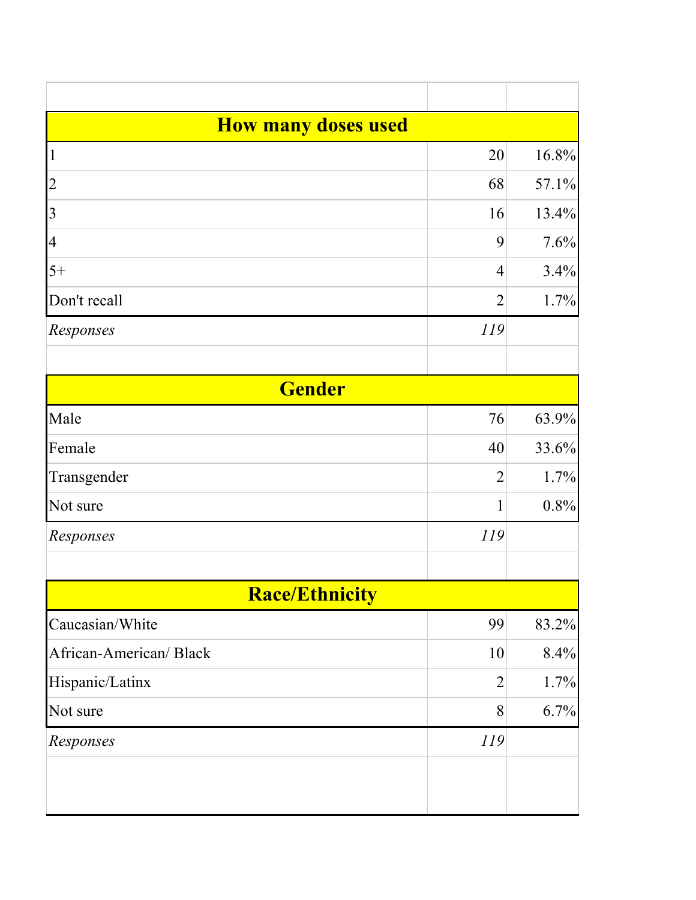| How many doses used | | |
|---|---|---|
| 1 | 20 | 16.8% |
| 2 | 68 | 57.1% |
| 3 | 16 | 13.4% |
| 4 | 9 | 7.6% |
| 5+ | 4 | 3.4% |
| Don't recall | 2 | 1.7% |
| *Responses* | *119* | |

| Gender | | |
|---|---|---|
| Male | 76 | 63.9% |
| Female | 40 | 33.6% |
| Transgender | 2 | 1.7% |
| Not sure | 1 | 0.8% |
| *Responses* | *119* | |

| Race/Ethnicity | | |
|---|---|---|
| Caucasian/White | 99 | 83.2% |
| African-American/ Black | 10 | 8.4% |
| Hispanic/Latinx | 2 | 1.7% |
| Not sure | 8 | 6.7% |
| *Responses* | *119* | |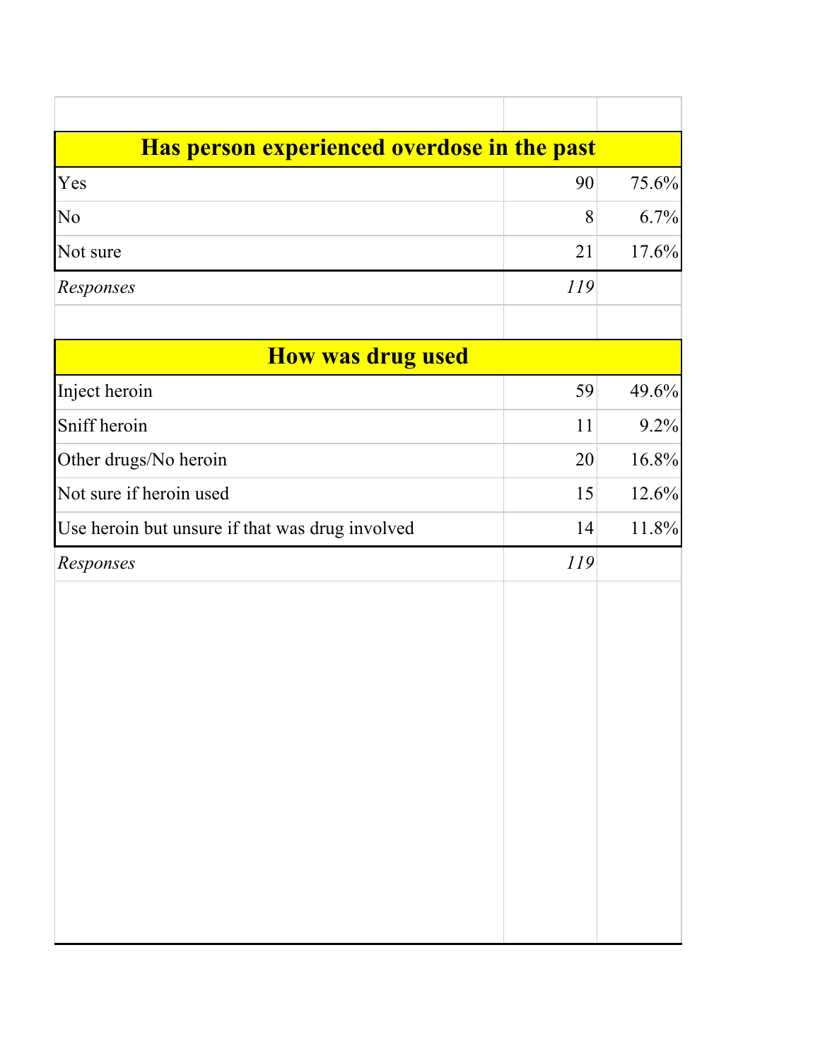| Has person experienced overdose in the past | | |
|---|---|---|
| Yes | 90 | 75.6% |
| No | 8 | 6.7% |
| Not sure | 21 | 17.6% |
| *Responses* | *119* | |

| How was drug used | | |
|---|---|---|
| Inject heroin | 59 | 49.6% |
| Sniff heroin | 11 | 9.2% |
| Other drugs/No heroin | 20 | 16.8% |
| Not sure if heroin used | 15 | 12.6% |
| Use heroin but unsure if that was drug involved | 14 | 11.8% |
| *Responses* | *119* | |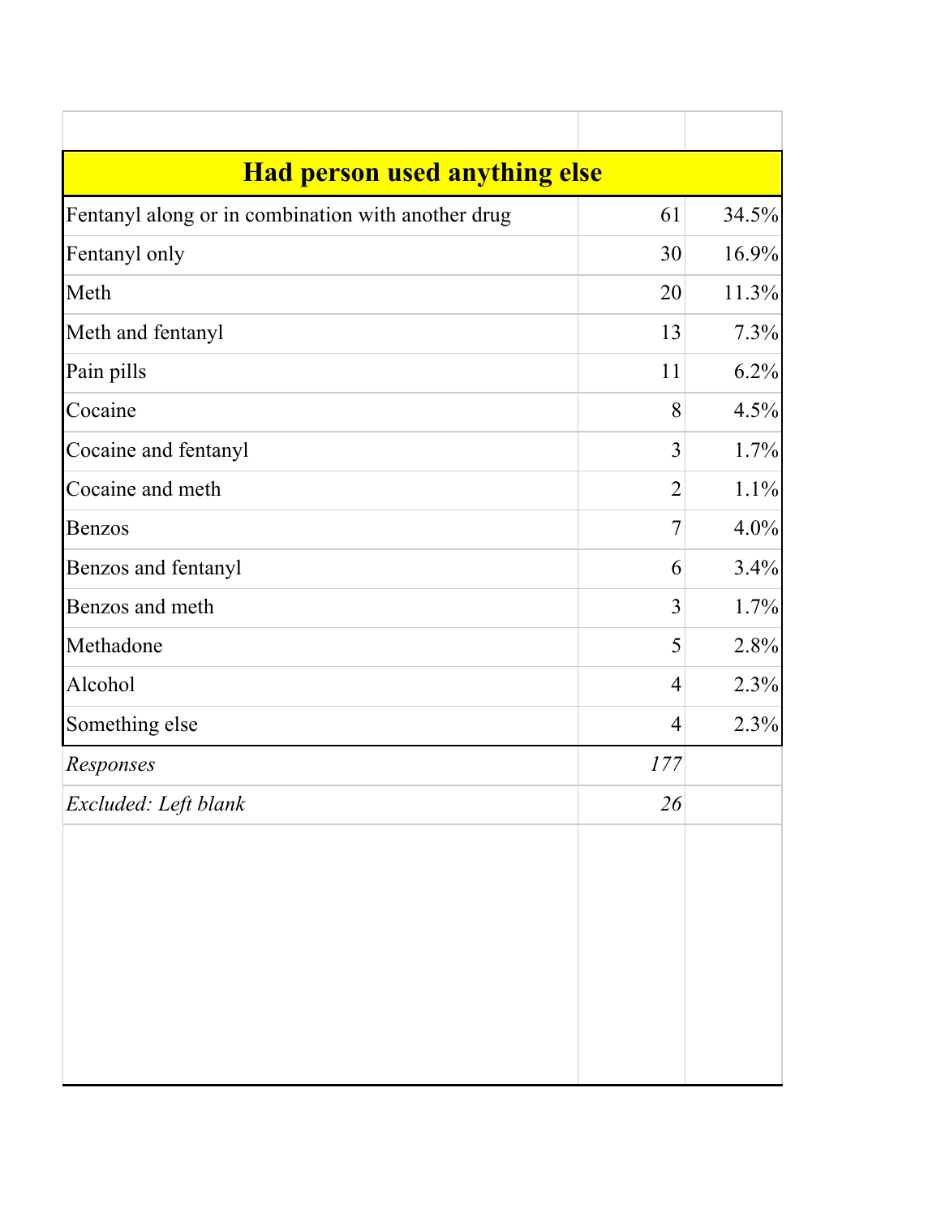| Had person used anything else | | |
|---|---|---|
| Fentanyl along or in combination with another drug | 61 | 34.5% |
| Fentanyl only | 30 | 16.9% |
| Meth | 20 | 11.3% |
| Meth and fentanyl | 13 | 7.3% |
| Pain pills | 11 | 6.2% |
| Cocaine | 8 | 4.5% |
| Cocaine and fentanyl | 3 | 1.7% |
| Cocaine and meth | 2 | 1.1% |
| Benzos | 7 | 4.0% |
| Benzos and fentanyl | 6 | 3.4% |
| Benzos and meth | 3 | 1.7% |
| Methadone | 5 | 2.8% |
| Alcohol | 4 | 2.3% |
| Something else | 4 | 2.3% |
| *Responses* | *177* | |
| *Excluded: Left blank* | *26* | |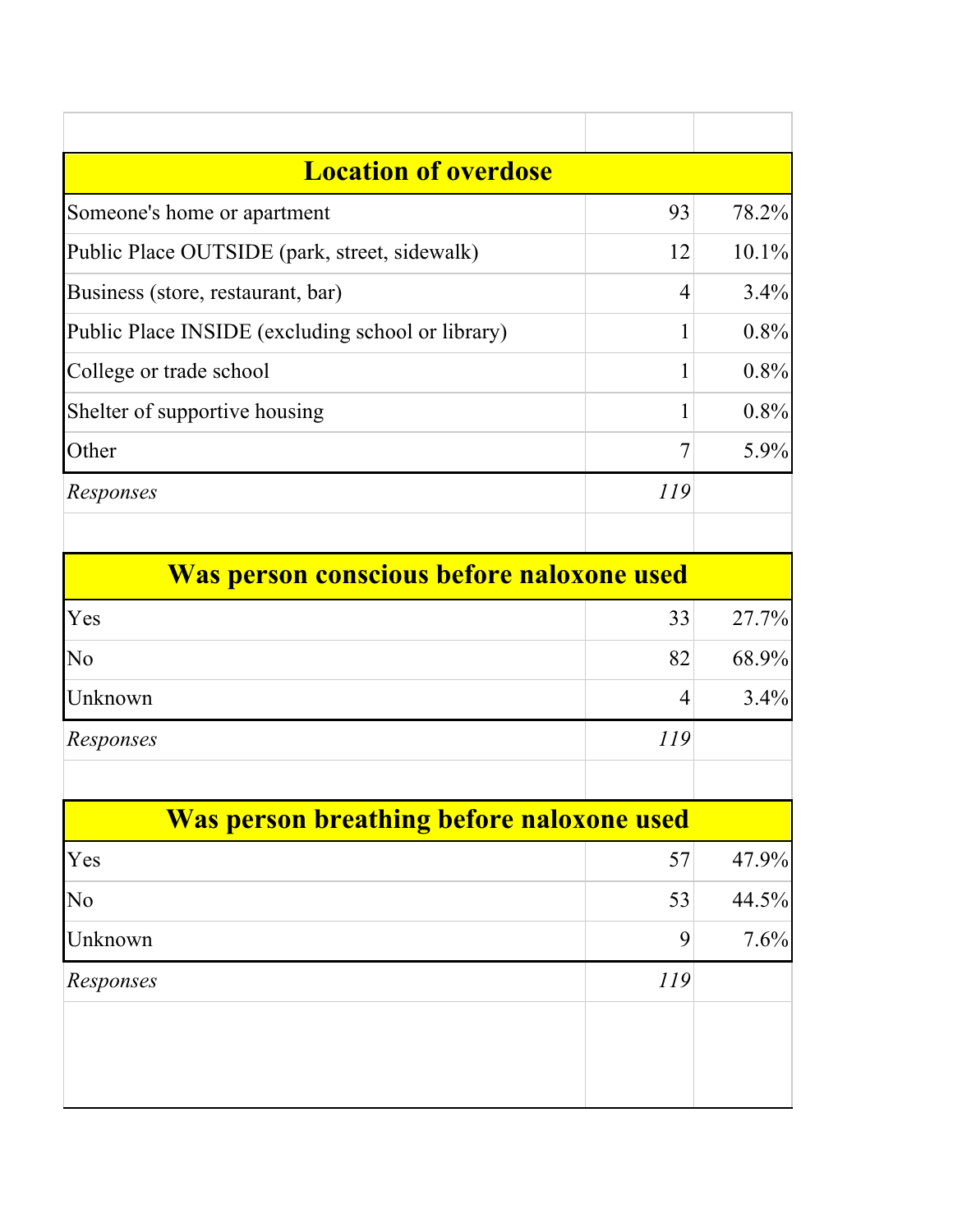| Location of overdose | | |
|---|---|---|
| Someone's home or apartment | 93 | 78.2% |
| Public Place OUTSIDE (park, street, sidewalk) | 12 | 10.1% |
| Business (store, restaurant, bar) | 4 | 3.4% |
| Public Place INSIDE (excluding school or library) | 1 | 0.8% |
| College or trade school | 1 | 0.8% |
| Shelter of supportive housing | 1 | 0.8% |
| Other | 7 | 5.9% |
| *Responses* | *119* | |

| Was person conscious before naloxone used | | |
|---|---|---|
| Yes | 33 | 27.7% |
| No | 82 | 68.9% |
| Unknown | 4 | 3.4% |
| *Responses* | *119* | |

| Was person breathing before naloxone used | | |
|---|---|---|
| Yes | 57 | 47.9% |
| No | 53 | 44.5% |
| Unknown | 9 | 7.6% |
| *Responses* | *119* | |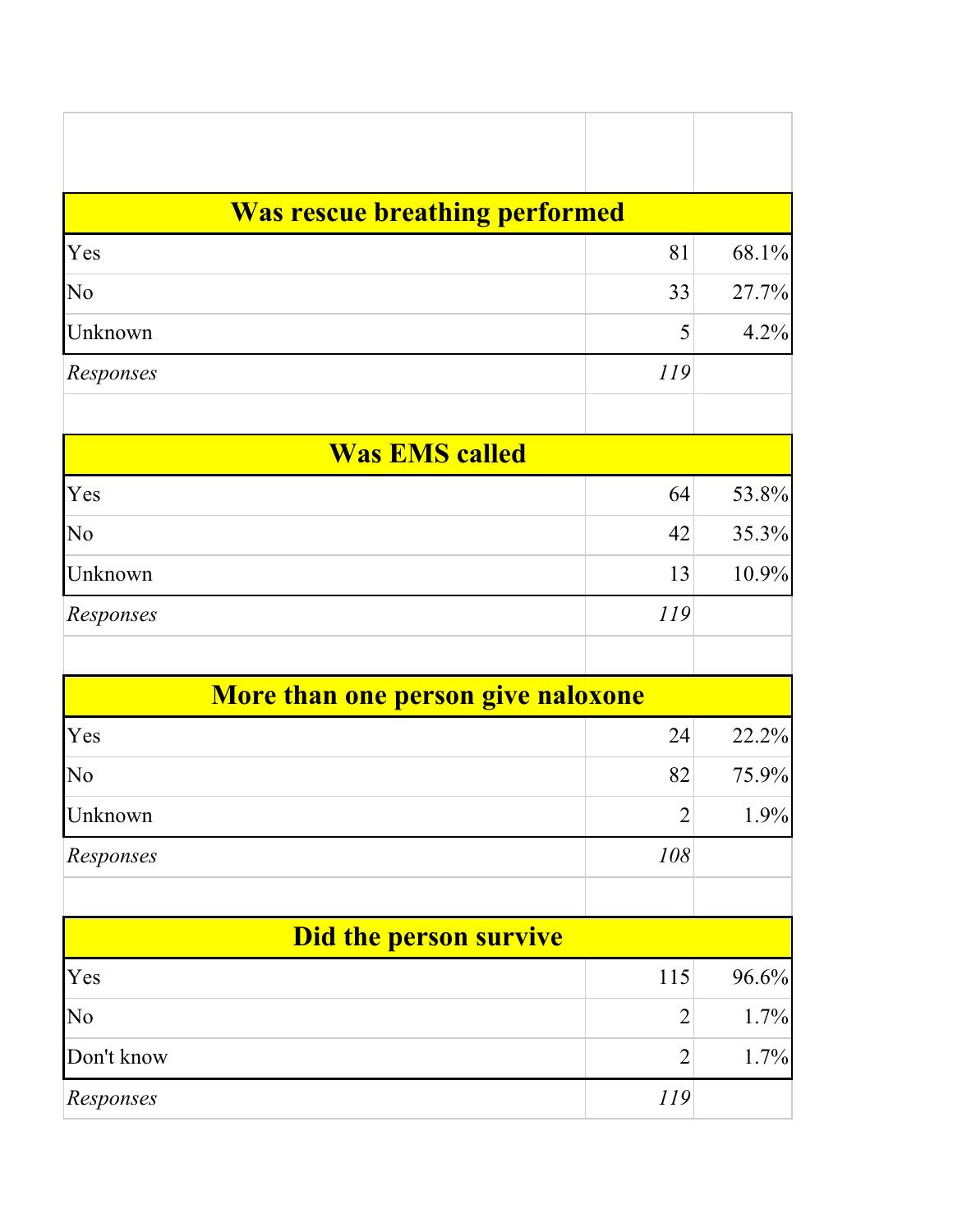| Was rescue breathing performed | | |
|---|---|---|
| Yes | 81 | 68.1% |
| No | 33 | 27.7% |
| Unknown | 5 | 4.2% |
| *Responses* | *119* | |

| Was EMS called | | |
|---|---|---|
| Yes | 64 | 53.8% |
| No | 42 | 35.3% |
| Unknown | 13 | 10.9% |
| *Responses* | *119* | |

| More than one person give naloxone | | |
|---|---|---|
| Yes | 24 | 22.2% |
| No | 82 | 75.9% |
| Unknown | 2 | 1.9% |
| *Responses* | *108* | |

| Did the person survive | | |
|---|---|---|
| Yes | 115 | 96.6% |
| No | 2 | 1.7% |
| Don't know | 2 | 1.7% |
| *Responses* | *119* | |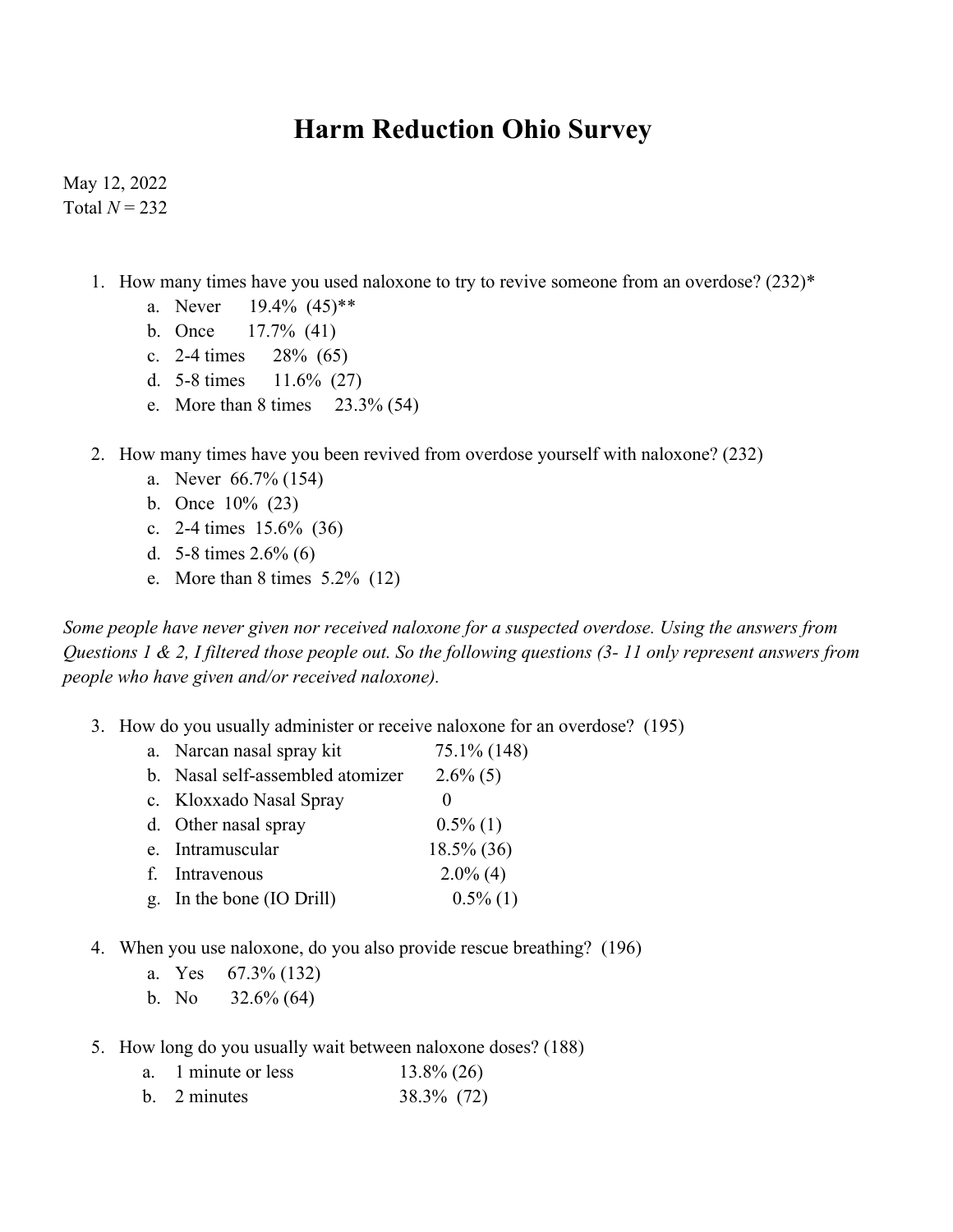# Harm Reduction Ohio Survey

May 12, 2022
Total $N$ = 232

1. How many times have you used naloxone to try to revive someone from an overdose? (232)*
   a. Never 19.4% (45)**
   b. Once 17.7% (41)
   c. 2-4 times 28% (65)
   d. 5-8 times 11.6% (27)
   e. More than 8 times 23.3% (54)

2. How many times have you been revived from overdose yourself with naloxone? (232)
   a. Never 66.7% (154)
   b. Once 10% (23)
   c. 2-4 times 15.6% (36)
   d. 5-8 times 2.6% (6)
   e. More than 8 times 5.2% (12)

*Some people have never given nor received naloxone for a suspected overdose. Using the answers from Questions 1 & 2, I filtered those people out. So the following questions (3- 11 only represent answers from people who have given and/or received naloxone).*

3. How do you usually administer or receive naloxone for an overdose? (195)
   a. Narcan nasal spray kit 75.1% (148)
   b. Nasal self-assembled atomizer 2.6% (5)
   c. Kloxxado Nasal Spray 0
   d. Other nasal spray 0.5% (1)
   e. Intramuscular 18.5% (36)
   f. Intravenous 2.0% (4)
   g. In the bone (IO Drill) 0.5% (1)

4. When you use naloxone, do you also provide rescue breathing? (196)
   a. Yes 67.3% (132)
   b. No 32.6% (64)

5. How long do you usually wait between naloxone doses? (188)
   a. 1 minute or less 13.8% (26)
   b. 2 minutes 38.3% (72)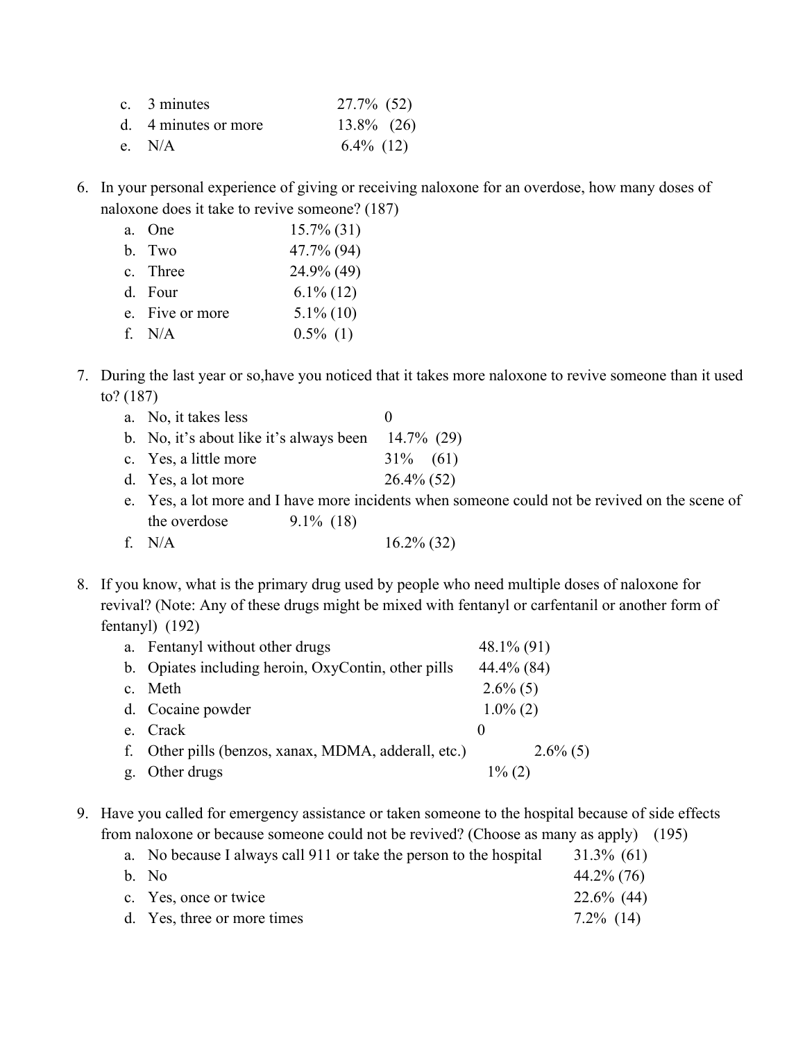c. 3 minutes 27.7% (52)
d. 4 minutes or more 13.8% (26)
e. N/A 6.4% (12)

6. In your personal experience of giving or receiving naloxone for an overdose, how many doses of naloxone does it take to revive someone? (187)
   a. One 15.7% (31)
   b. Two 47.7% (94)
   c. Three 24.9% (49)
   d. Four 6.1% (12)
   e. Five or more 5.1% (10)
   f. N/A 0.5% (1)

7. During the last year or so,have you noticed that it takes more naloxone to revive someone than it used to? (187)
   a. No, it takes less 0
   b. No, it's about like it's always been 14.7% (29)
   c. Yes, a little more 31% (61)
   d. Yes, a lot more 26.4% (52)
   e. Yes, a lot more and I have more incidents when someone could not be revived on the scene of the overdose 9.1% (18)
   f. N/A 16.2% (32)

8. If you know, what is the primary drug used by people who need multiple doses of naloxone for revival? (Note: Any of these drugs might be mixed with fentanyl or carfentanil or another form of fentanyl) (192)
   a. Fentanyl without other drugs 48.1% (91)
   b. Opiates including heroin, OxyContin, other pills 44.4% (84)
   c. Meth 2.6% (5)
   d. Cocaine powder 1.0% (2)
   e. Crack 0
   f. Other pills (benzos, xanax, MDMA, adderall, etc.) 2.6% (5)
   g. Other drugs 1% (2)

9. Have you called for emergency assistance or taken someone to the hospital because of side effects from naloxone or because someone could not be revived? (Choose as many as apply) (195)
   a. No because I always call 911 or take the person to the hospital 31.3% (61)
   b. No 44.2% (76)
   c. Yes, once or twice 22.6% (44)
   d. Yes, three or more times 7.2% (14)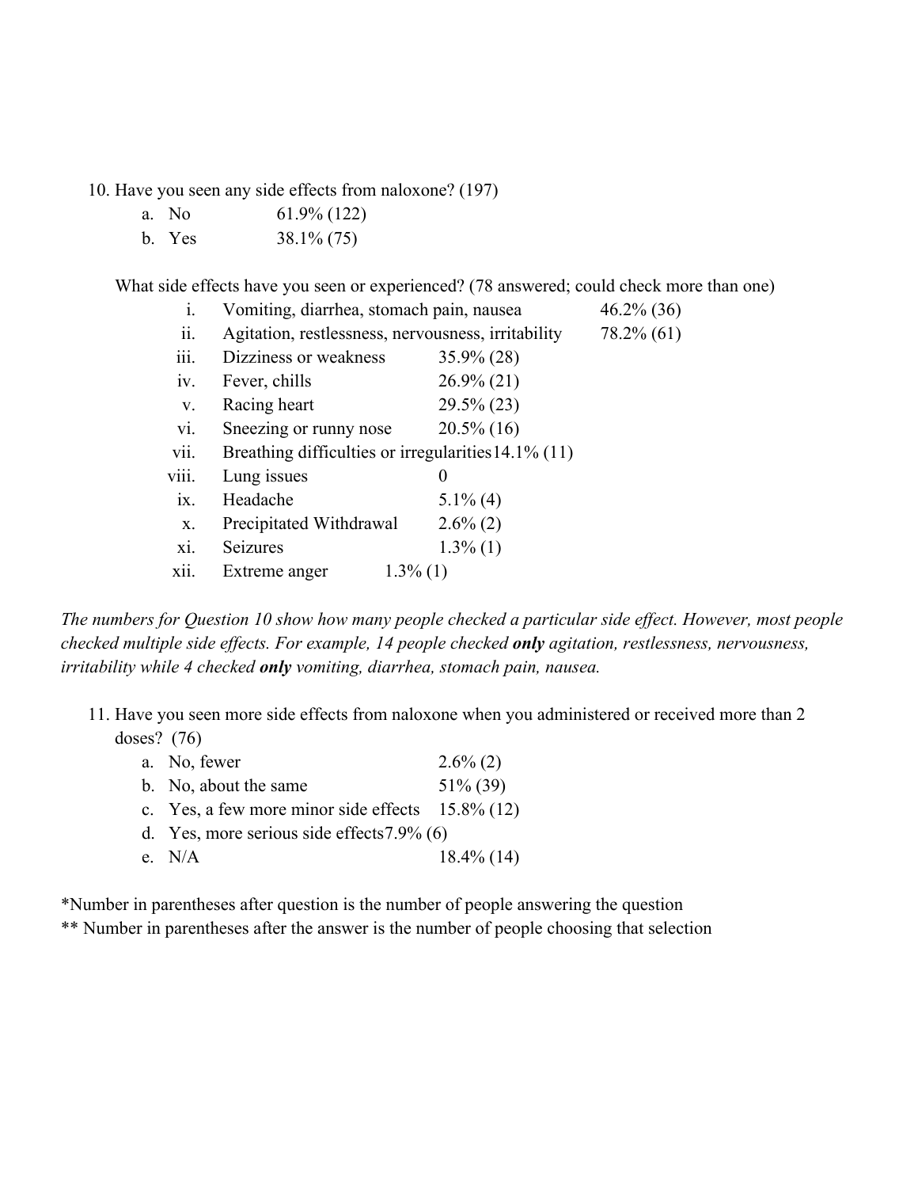10. Have you seen any side effects from naloxone? (197)
    a. No 61.9% (122)
    b. Yes 38.1% (75)

    What side effects have you seen or experienced? (78 answered; could check more than one)
    i. Vomiting, diarrhea, stomach pain, nausea 46.2% (36)
    ii. Agitation, restlessness, nervousness, irritability 78.2% (61)
    iii. Dizziness or weakness 35.9% (28)
    iv. Fever, chills 26.9% (21)
    v. Racing heart 29.5% (23)
    vi. Sneezing or runny nose 20.5% (16)
    vii. Breathing difficulties or irregularities 14.1% (11)
    viii. Lung issues 0
    ix. Headache 5.1% (4)
    x. Precipitated Withdrawal 2.6% (2)
    xi. Seizures 1.3% (1)
    xii. Extreme anger 1.3% (1)

*The numbers for Question 10 show how many people checked a particular side effect. However, most people checked multiple side effects. For example, 14 people checked **only** agitation, restlessness, nervousness, irritability while 4 checked **only** vomiting, diarrhea, stomach pain, nausea.*

11. Have you seen more side effects from naloxone when you administered or received more than 2 doses? (76)
    a. No, fewer 2.6% (2)
    b. No, about the same 51% (39)
    c. Yes, a few more minor side effects 15.8% (12)
    d. Yes, more serious side effects 7.9% (6)
    e. N/A 18.4% (14)

*Number in parentheses after question is the number of people answering the question

** Number in parentheses after the answer is the number of people choosing that selection